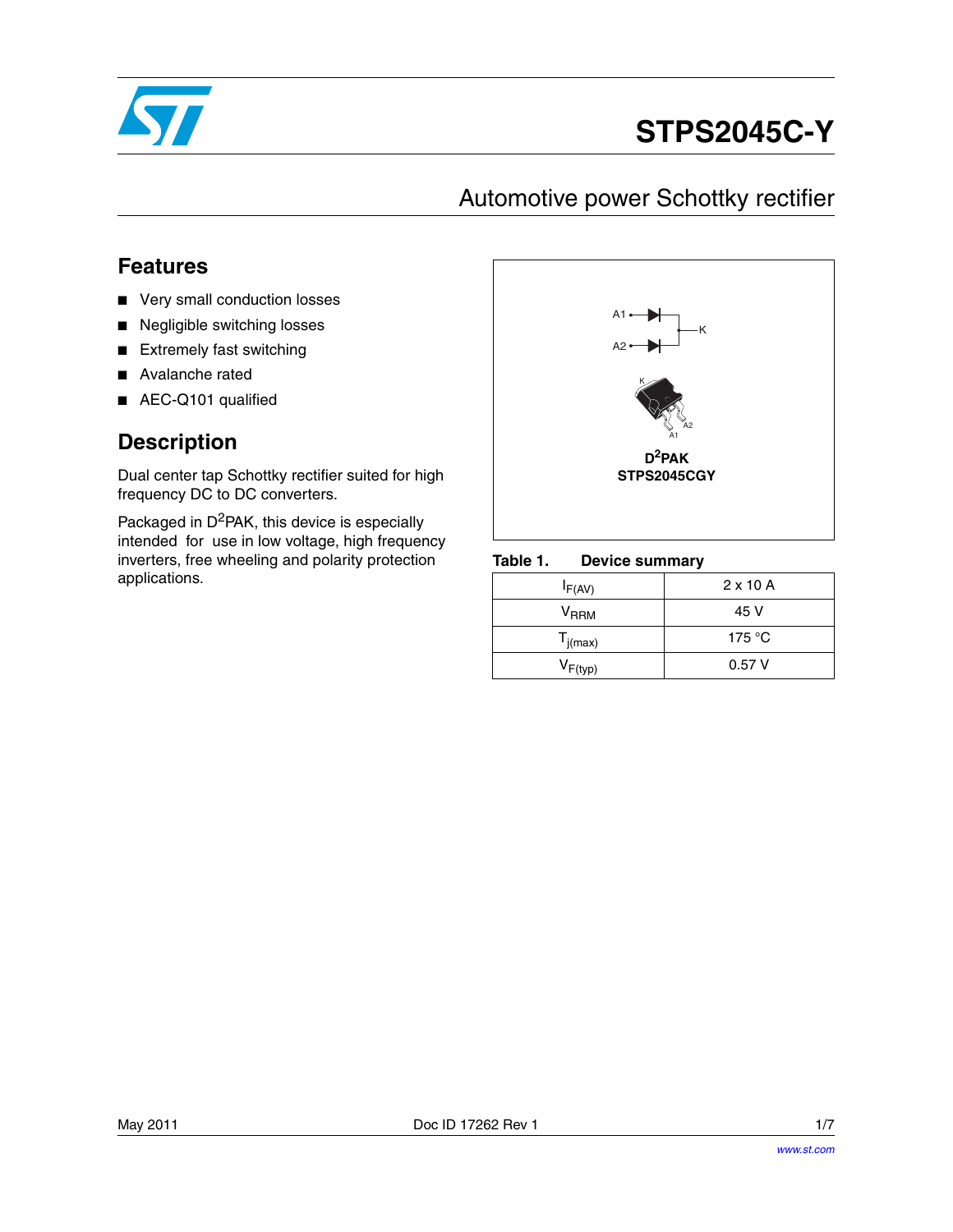# STPS2045C-Y

## Automotive power Schottky rectifier

### Features

- Very small conduction losses
- Negligible switching losses
- Extremely fast switching
- Avalanche rated
- AEC-Q101 qualified

### Description

Dual center tap Schottky rectifier suited for high frequency DC to DC converters.

Packaged in D²PAK, this device is especially intended for use in low voltage, high frequency inverters, free wheeling and polarity protection applications.

A1

A2

K

**D²PAK**
**STPS2045CGY**

**Table 1. Device summary**

| | |
|---|---|
| $I_{F(AV)}$ | 2 x 10 A |
| $V_{RRM}$ | 45 V |
| $T_{j(max)}$ | 175 °C |
| $V_{F(typ)}$ | 0.57 V |

May 2011 Doc ID 17262 Rev 1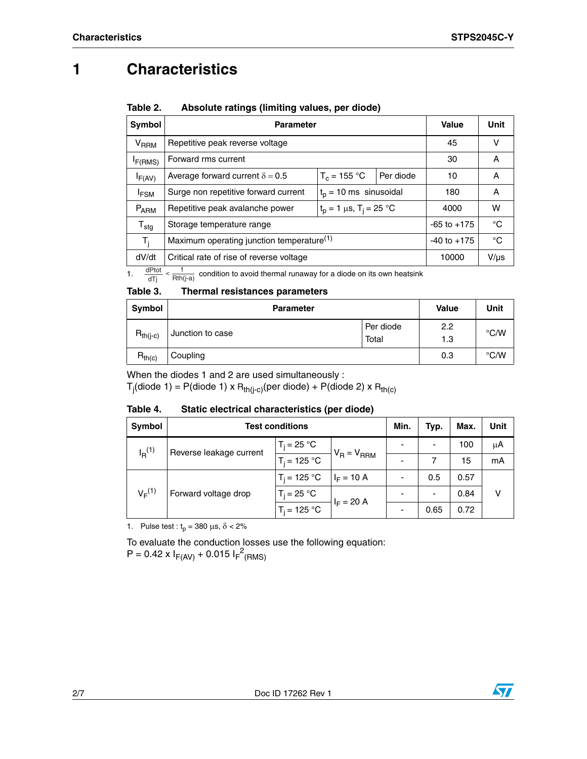# 1 Characteristics

**Table 2. Absolute ratings (limiting values, per diode)**

| Symbol | Parameter | | | Value | Unit |
|---|---|---|---|---|---|
| $V_{RRM}$ | Repetitive peak reverse voltage | | | 45 | V |
| $I_{F(RMS)}$ | Forward rms current | | | 30 | A |
| $I_{F(AV)}$ | Average forward current $\delta = 0.5$ | $T_c = 155$ °C | Per diode | 10 | A |
| $I_{FSM}$ | Surge non repetitive forward current | $t_p = 10$ ms sinusoidal | | 180 | A |
| $P_{ARM}$ | Repetitive peak avalanche power | $t_p = 1$ µs, $T_j = 25$ °C | | 4000 | W |
| $T_{stg}$ | Storage temperature range | | | -65 to +175 | °C |
| $T_j$ | Maximum operating junction temperature[1] | | | -40 to +175 | °C |
| dV/dt | Critical rate of rise of reverse voltage | | | 10000 | V/µs |

1. $\frac{dPtot}{dTj} < \frac{1}{Rth(j-a)}$ condition to avoid thermal runaway for a diode on its own heatsink

**Table 3. Thermal resistances parameters**

| Symbol | Parameter | | Value | Unit |
|---|---|---|---|---|
| $R_{th(j-c)}$ | Junction to case | Per diode | 2.2 | °C/W |
| | | Total | 1.3 | |
| $R_{th(c)}$ | Coupling | | 0.3 | °C/W |

When the diodes 1 and 2 are used simultaneously :
$T_j$(diode 1) = P(diode 1) x $R_{th(j-c)}$(per diode) + P(diode 2) x $R_{th(c)}$

**Table 4. Static electrical characteristics (per diode)**

| Symbol | Test conditions | | | Min. | Typ. | Max. | Unit |
|---|---|---|---|---|---|---|---|
| $I_R$[1] | Reverse leakage current | $T_j = 25$ °C | $V_R = V_{RRM}$ | - | - | 100 | µA |
| | | $T_j = 125$ °C | | - | 7 | 15 | mA |
| $V_F$[1] | Forward voltage drop | $T_j = 125$ °C | $I_F = 10$ A | - | 0.5 | 0.57 | V |
| | | $T_j = 25$ °C | $I_F = 20$ A | - | - | 0.84 | |
| | | $T_j = 125$ °C | | - | 0.65 | 0.72 | |

1. Pulse test : $t_p = 380$ µs, $\delta < 2\%$

To evaluate the conduction losses use the following equation:
$P = 0.42 \times I_{F(AV)} + 0.015 \, I_{F}^{2}{}_{(RMS)}$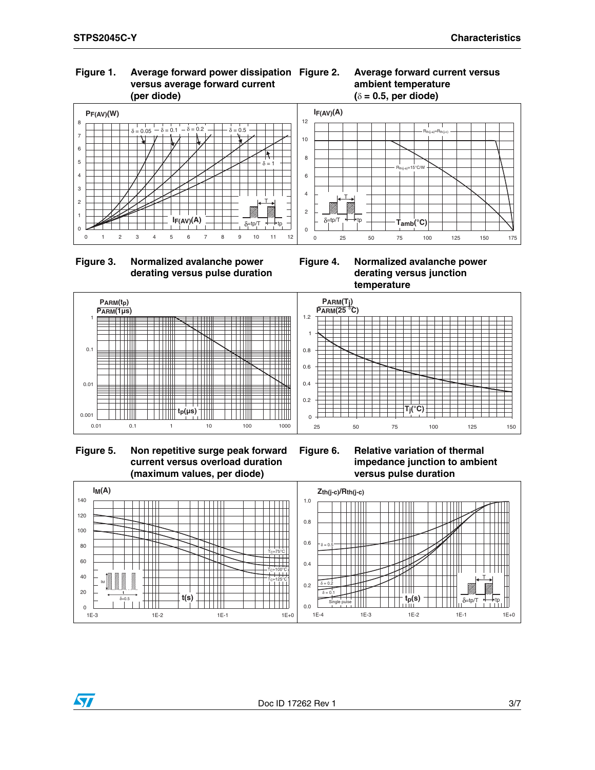**Figure 1. Average forward power dissipation versus average forward current (per diode)**

**Figure 2. Average forward current versus ambient temperature ($\delta$ = 0.5, per diode)**

**Figure 3. Normalized avalanche power derating versus pulse duration**

**Figure 4. Normalized avalanche power derating versus junction temperature**

**Figure 5. Non repetitive surge peak forward current versus overload duration (maximum values, per diode)**

**Figure 6. Relative variation of thermal impedance junction to ambient versus pulse duration**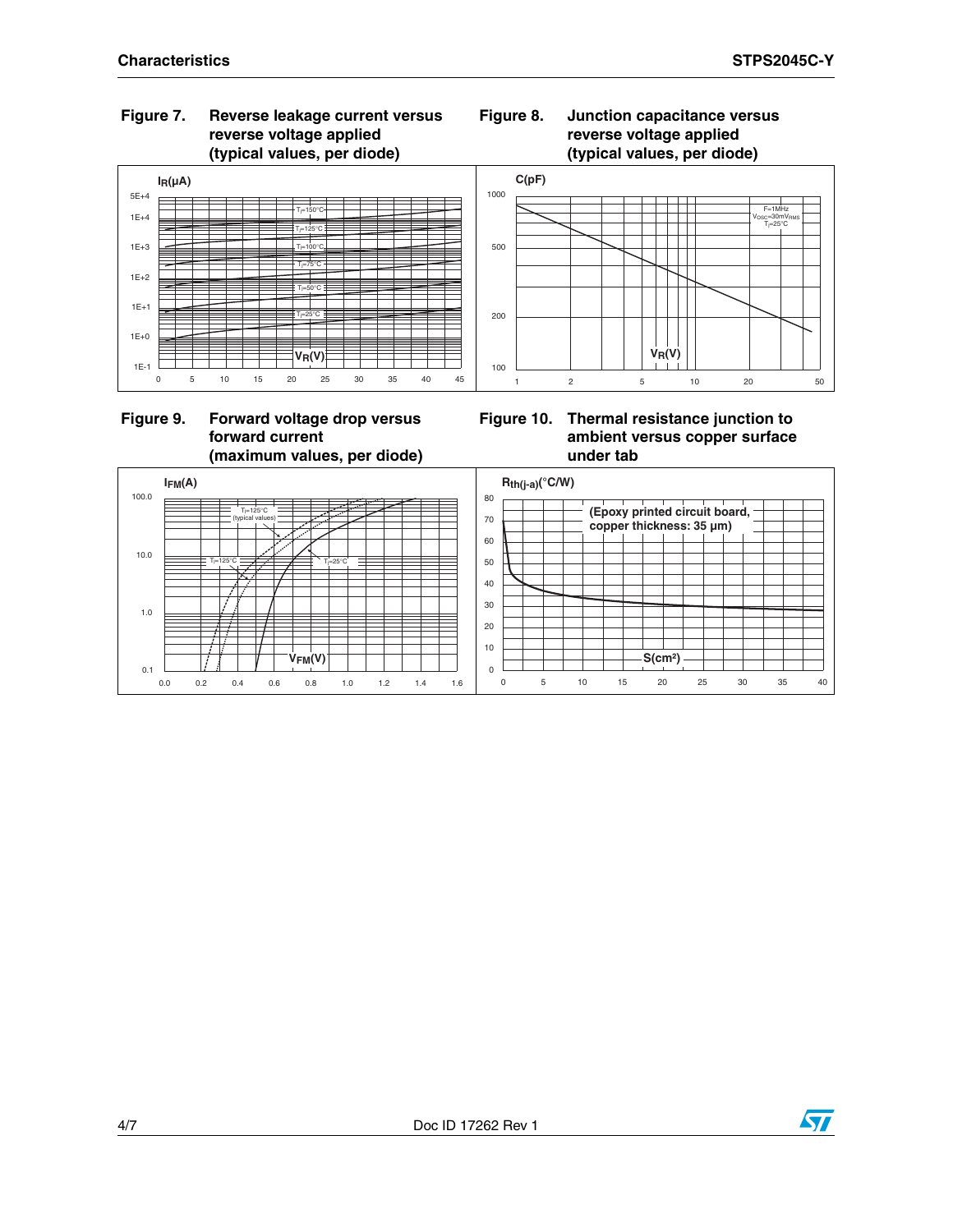**Figure 7. Reverse leakage current versus reverse voltage applied (typical values, per diode)**

$I_R$(µA)

5E+4, 1E+4, 1E+3, 1E+2, 1E+1, 1E+0, 1E-1

$T_j$=150°C, $T_j$=125°C, $T_j$=100°C, $T_j$=75°C, $T_j$=50°C, $T_j$=25°C

$V_R$(V)

0, 5, 10, 15, 20, 25, 30, 35, 40, 45

**Figure 8. Junction capacitance versus reverse voltage applied (typical values, per diode)**

C(pF)

1000, 500, 200, 100

F=1MHz
$V_{OSC}$=30m$V_{RMS}$
$T_j$=25°C

$V_R$(V)

1, 2, 5, 10, 20, 50

**Figure 9. Forward voltage drop versus forward current (maximum values, per diode)**

$I_{FM}$(A)

100.0, 10.0, 1.0, 0.1

$T_j$=125°C (typical values)

$T_j$=125°C

$T_j$=25°C

$V_{FM}$(V)

0.0, 0.2, 0.4, 0.6, 0.8, 1.0, 1.2, 1.4, 1.6

**Figure 10. Thermal resistance junction to ambient versus copper surface under tab**

$R_{th(j-a)}$(°C/W)

80, 70, 60, 50, 40, 30, 20, 10, 0

(Epoxy printed circuit board, copper thickness: 35 µm)

S(cm²)

0, 5, 10, 15, 20, 25, 30, 35, 40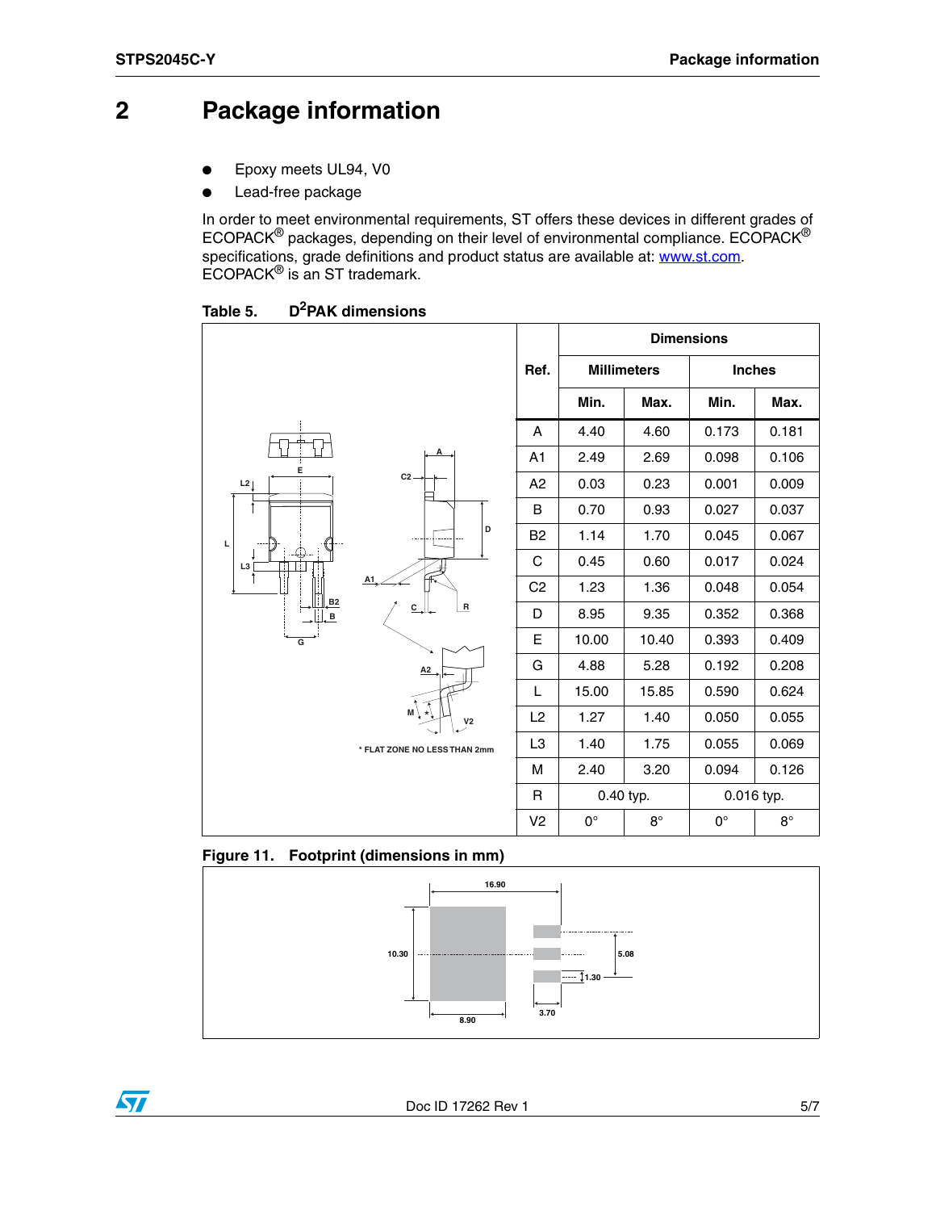# 2 Package information

- Epoxy meets UL94, V0
- Lead-free package

In order to meet environmental requirements, ST offers these devices in different grades of ECOPACK® packages, depending on their level of environmental compliance. ECOPACK® specifications, grade definitions and product status are available at: www.st.com. ECOPACK® is an ST trademark.

**Table 5. D²PAK dimensions**

| Ref. | Dimensions | | | |
|---|---|---|---|---|
| | Millimeters | | Inches | |
| | Min. | Max. | Min. | Max. |
| A | 4.40 | 4.60 | 0.173 | 0.181 |
| A1 | 2.49 | 2.69 | 0.098 | 0.106 |
| A2 | 0.03 | 0.23 | 0.001 | 0.009 |
| B | 0.70 | 0.93 | 0.027 | 0.037 |
| B2 | 1.14 | 1.70 | 0.045 | 0.067 |
| C | 0.45 | 0.60 | 0.017 | 0.024 |
| C2 | 1.23 | 1.36 | 0.048 | 0.054 |
| D | 8.95 | 9.35 | 0.352 | 0.368 |
| E | 10.00 | 10.40 | 0.393 | 0.409 |
| G | 4.88 | 5.28 | 0.192 | 0.208 |
| L | 15.00 | 15.85 | 0.590 | 0.624 |
| L2 | 1.27 | 1.40 | 0.050 | 0.055 |
| L3 | 1.40 | 1.75 | 0.055 | 0.069 |
| M | 2.40 | 3.20 | 0.094 | 0.126 |
| R | 0.40 typ. | | 0.016 typ. | |
| V2 | 0° | 8° | 0° | 8° |

\* FLAT ZONE NO LESS THAN 2mm

**Figure 11. Footprint (dimensions in mm)**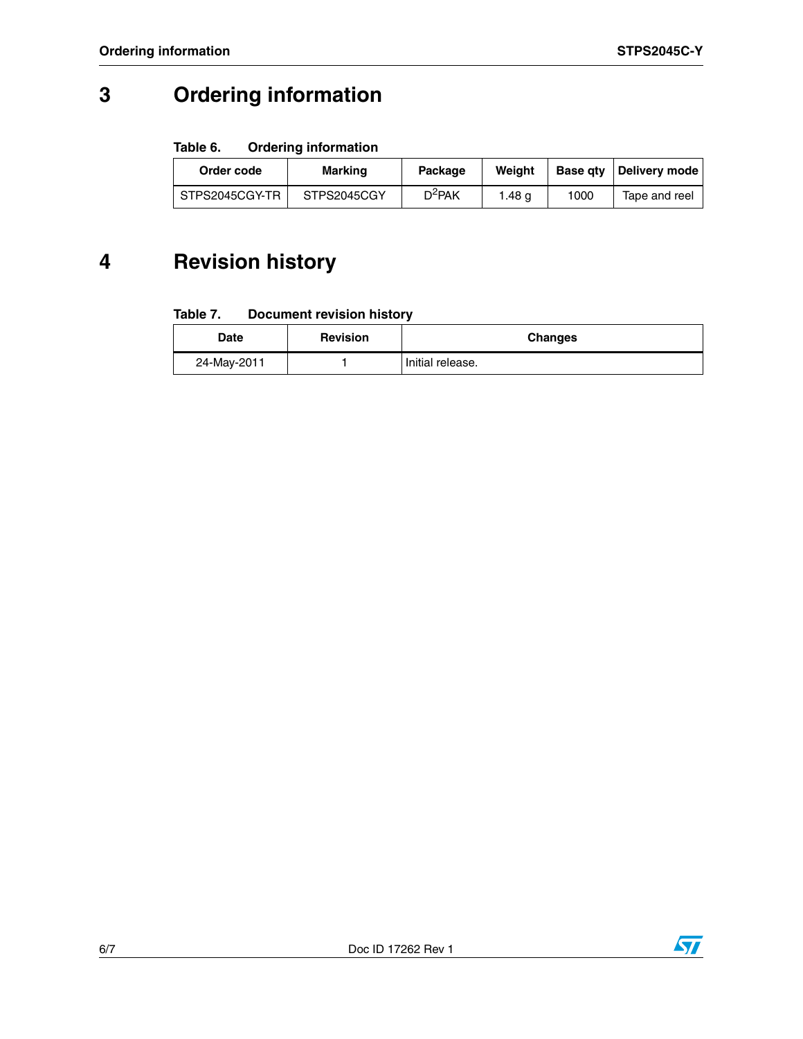# 3 Ordering information

**Table 6. Ordering information**

| Order code | Marking | Package | Weight | Base qty | Delivery mode |
|---|---|---|---|---|---|
| STPS2045CGY-TR | STPS2045CGY | $D^2PAK$ | 1.48 g | 1000 | Tape and reel |

# 4 Revision history

**Table 7. Document revision history**

| Date | Revision | Changes |
|---|---|---|
| 24-May-2011 | 1 | Initial release. |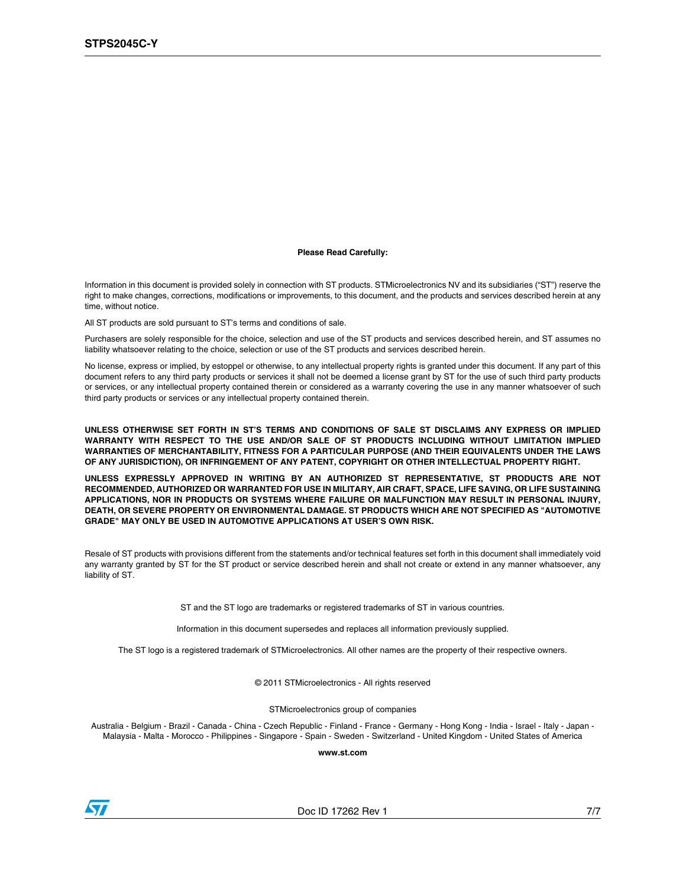**Please Read Carefully:**

Information in this document is provided solely in connection with ST products. STMicroelectronics NV and its subsidiaries ("ST") reserve the right to make changes, corrections, modifications or improvements, to this document, and the products and services described herein at any time, without notice.

All ST products are sold pursuant to ST's terms and conditions of sale.

Purchasers are solely responsible for the choice, selection and use of the ST products and services described herein, and ST assumes no liability whatsoever relating to the choice, selection or use of the ST products and services described herein.

No license, express or implied, by estoppel or otherwise, to any intellectual property rights is granted under this document. If any part of this document refers to any third party products or services it shall not be deemed a license grant by ST for the use of such third party products or services, or any intellectual property contained therein or considered as a warranty covering the use in any manner whatsoever of such third party products or services or any intellectual property contained therein.

**UNLESS OTHERWISE SET FORTH IN ST'S TERMS AND CONDITIONS OF SALE ST DISCLAIMS ANY EXPRESS OR IMPLIED WARRANTY WITH RESPECT TO THE USE AND/OR SALE OF ST PRODUCTS INCLUDING WITHOUT LIMITATION IMPLIED WARRANTIES OF MERCHANTABILITY, FITNESS FOR A PARTICULAR PURPOSE (AND THEIR EQUIVALENTS UNDER THE LAWS OF ANY JURISDICTION), OR INFRINGEMENT OF ANY PATENT, COPYRIGHT OR OTHER INTELLECTUAL PROPERTY RIGHT.**

**UNLESS EXPRESSLY APPROVED IN WRITING BY AN AUTHORIZED ST REPRESENTATIVE, ST PRODUCTS ARE NOT RECOMMENDED, AUTHORIZED OR WARRANTED FOR USE IN MILITARY, AIR CRAFT, SPACE, LIFE SAVING, OR LIFE SUSTAINING APPLICATIONS, NOR IN PRODUCTS OR SYSTEMS WHERE FAILURE OR MALFUNCTION MAY RESULT IN PERSONAL INJURY, DEATH, OR SEVERE PROPERTY OR ENVIRONMENTAL DAMAGE. ST PRODUCTS WHICH ARE NOT SPECIFIED AS "AUTOMOTIVE GRADE" MAY ONLY BE USED IN AUTOMOTIVE APPLICATIONS AT USER'S OWN RISK.**

Resale of ST products with provisions different from the statements and/or technical features set forth in this document shall immediately void any warranty granted by ST for the ST product or service described herein and shall not create or extend in any manner whatsoever, any liability of ST.

ST and the ST logo are trademarks or registered trademarks of ST in various countries.

Information in this document supersedes and replaces all information previously supplied.

The ST logo is a registered trademark of STMicroelectronics. All other names are the property of their respective owners.

© 2011 STMicroelectronics - All rights reserved

STMicroelectronics group of companies

Australia - Belgium - Brazil - Canada - China - Czech Republic - Finland - France - Germany - Hong Kong - India - Israel - Italy - Japan - Malaysia - Malta - Morocco - Philippines - Singapore - Spain - Sweden - Switzerland - United Kingdom - United States of America

**www.st.com**